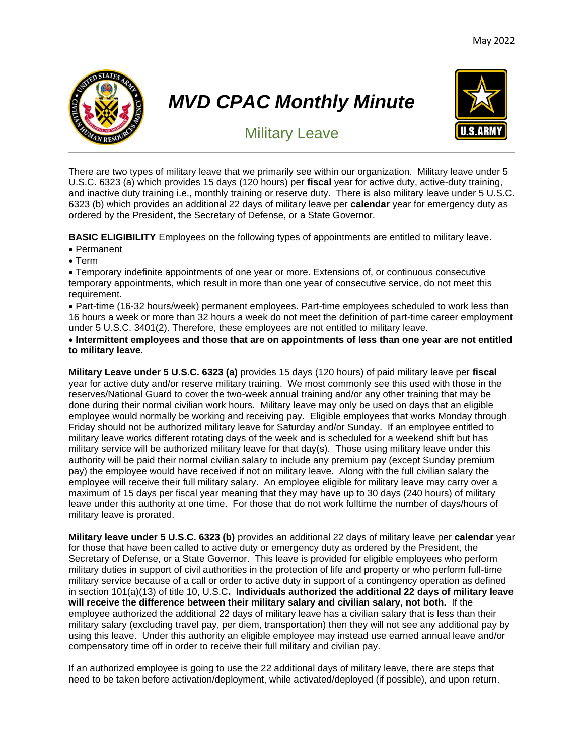May 2022

# *MVD CPAC Monthly Minute*

## Military Leave

There are two types of military leave that we primarily see within our organization. Military leave under 5 U.S.C. 6323 (a) which provides 15 days (120 hours) per **fiscal** year for active duty, active-duty training, and inactive duty training i.e., monthly training or reserve duty. There is also military leave under 5 U.S.C. 6323 (b) which provides an additional 22 days of military leave per **calendar** year for emergency duty as ordered by the President, the Secretary of Defense, or a State Governor.

**BASIC ELIGIBILITY** Employees on the following types of appointments are entitled to military leave.

- Permanent
- Term
- Temporary indefinite appointments of one year or more. Extensions of, or continuous consecutive temporary appointments, which result in more than one year of consecutive service, do not meet this requirement.
- Part-time (16-32 hours/week) permanent employees. Part-time employees scheduled to work less than 16 hours a week or more than 32 hours a week do not meet the definition of part-time career employment under 5 U.S.C. 3401(2). Therefore, these employees are not entitled to military leave.
- **Intermittent employees and those that are on appointments of less than one year are not entitled to military leave.**

**Military Leave under 5 U.S.C. 6323 (a)** provides 15 days (120 hours) of paid military leave per **fiscal** year for active duty and/or reserve military training. We most commonly see this used with those in the reserves/National Guard to cover the two-week annual training and/or any other training that may be done during their normal civilian work hours. Military leave may only be used on days that an eligible employee would normally be working and receiving pay. Eligible employees that works Monday through Friday should not be authorized military leave for Saturday and/or Sunday. If an employee entitled to military leave works different rotating days of the week and is scheduled for a weekend shift but has military service will be authorized military leave for that day(s). Those using military leave under this authority will be paid their normal civilian salary to include any premium pay (except Sunday premium pay) the employee would have received if not on military leave. Along with the full civilian salary the employee will receive their full military salary. An employee eligible for military leave may carry over a maximum of 15 days per fiscal year meaning that they may have up to 30 days (240 hours) of military leave under this authority at one time. For those that do not work fulltime the number of days/hours of military leave is prorated.

**Military leave under 5 U.S.C. 6323 (b)** provides an additional 22 days of military leave per **calendar** year for those that have been called to active duty or emergency duty as ordered by the President, the Secretary of Defense, or a State Governor. This leave is provided for eligible employees who perform military duties in support of civil authorities in the protection of life and property or who perform full-time military service because of a call or order to active duty in support of a contingency operation as defined in section 101(a)(13) of title 10, U.S.C**. Individuals authorized the additional 22 days of military leave will receive the difference between their military salary and civilian salary, not both.** If the employee authorized the additional 22 days of military leave has a civilian salary that is less than their military salary (excluding travel pay, per diem, transportation) then they will not see any additional pay by using this leave. Under this authority an eligible employee may instead use earned annual leave and/or compensatory time off in order to receive their full military and civilian pay.

If an authorized employee is going to use the 22 additional days of military leave, there are steps that need to be taken before activation/deployment, while activated/deployed (if possible), and upon return.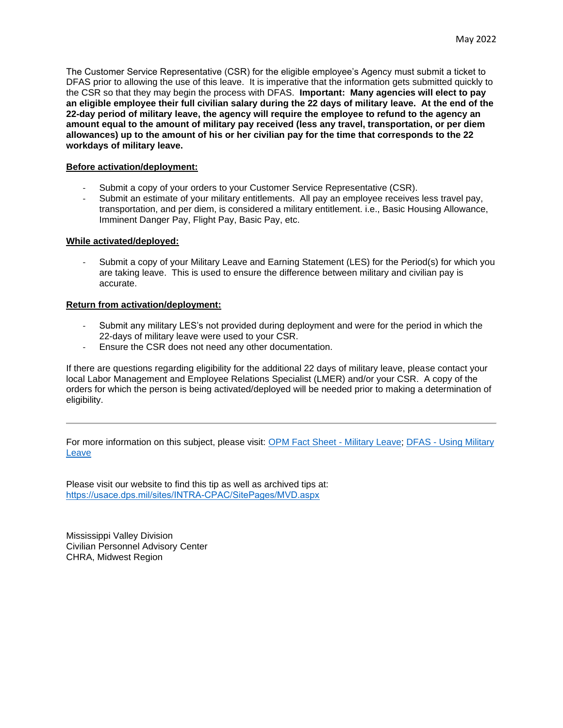The Customer Service Representative (CSR) for the eligible employee's Agency must submit a ticket to DFAS prior to allowing the use of this leave. It is imperative that the information gets submitted quickly to the CSR so that they may begin the process with DFAS. **Important: Many agencies will elect to pay an eligible employee their full civilian salary during the 22 days of military leave. At the end of the 22-day period of military leave, the agency will require the employee to refund to the agency an amount equal to the amount of military pay received (less any travel, transportation, or per diem allowances) up to the amount of his or her civilian pay for the time that corresponds to the 22 workdays of military leave.**

**<u>Before activation/deployment:</u>**

- Submit a copy of your orders to your Customer Service Representative (CSR).
- Submit an estimate of your military entitlements. All pay an employee receives less travel pay, transportation, and per diem, is considered a military entitlement. i.e., Basic Housing Allowance, Imminent Danger Pay, Flight Pay, Basic Pay, etc.

**<u>While activated/deployed:</u>**

- Submit a copy of your Military Leave and Earning Statement (LES) for the Period(s) for which you are taking leave. This is used to ensure the difference between military and civilian pay is accurate.

**<u>Return from activation/deployment:</u>**

- Submit any military LES's not provided during deployment and were for the period in which the 22-days of military leave were used to your CSR.
- Ensure the CSR does not need any other documentation.

If there are questions regarding eligibility for the additional 22 days of military leave, please contact your local Labor Management and Employee Relations Specialist (LMER) and/or your CSR. A copy of the orders for which the person is being activated/deployed will be needed prior to making a determination of eligibility.

---

For more information on this subject, please visit: OPM Fact Sheet - Military Leave; DFAS - Using Military Leave

Please visit our website to find this tip as well as archived tips at:
https://usace.dps.mil/sites/INTRA-CPAC/SitePages/MVD.aspx

Mississippi Valley Division
Civilian Personnel Advisory Center
CHRA, Midwest Region